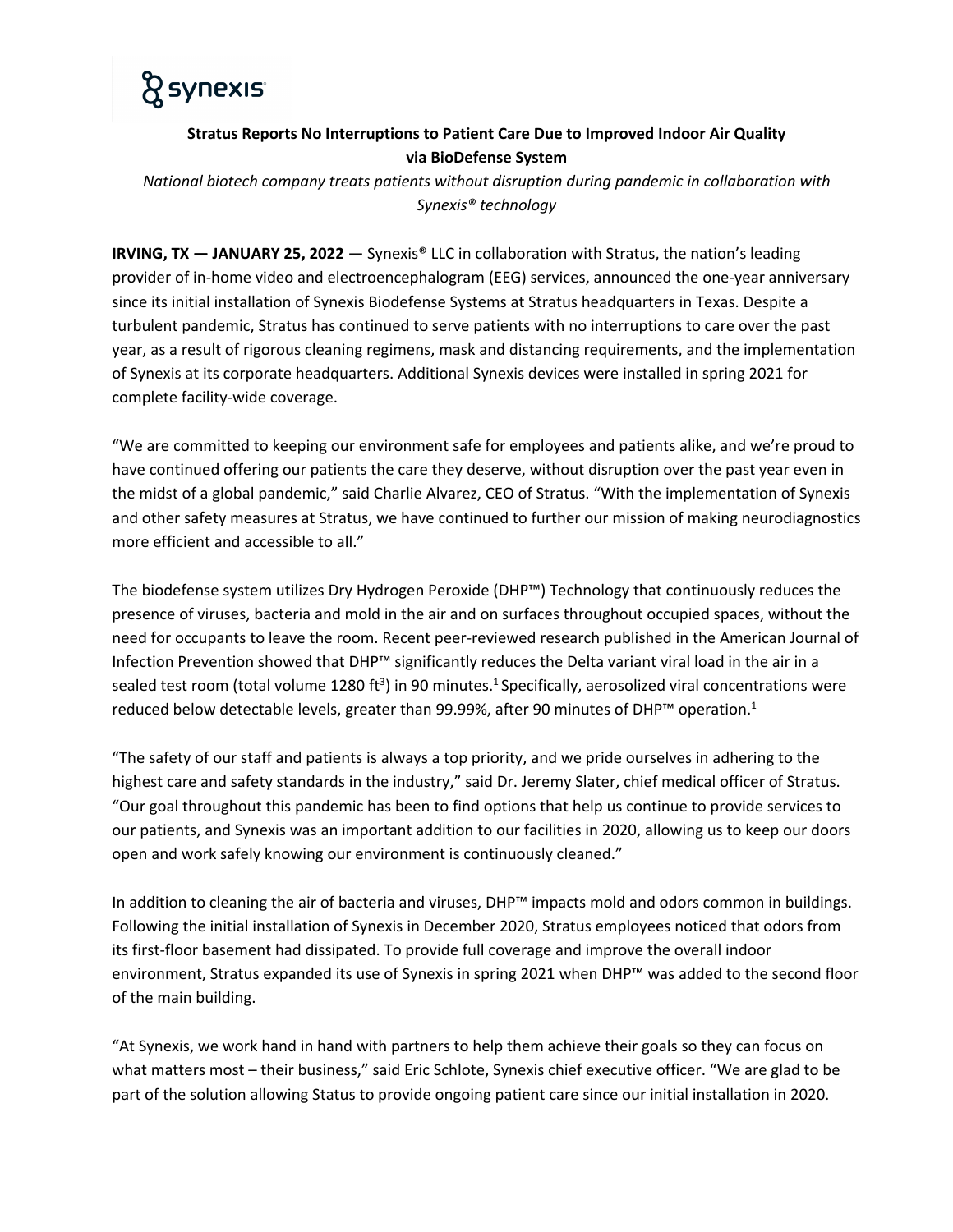# Stratus Reports No Interruptions to Patient Care Due to Improved Indoor Air Quality via BioDefense System

*National biotech company treats patients without disruption during pandemic in collaboration with Synexis® technology*

**IRVING, TX — JANUARY 25, 2022** — Synexis® LLC in collaboration with Stratus, the nation's leading provider of in-home video and electroencephalogram (EEG) services, announced the one-year anniversary since its initial installation of Synexis Biodefense Systems at Stratus headquarters in Texas. Despite a turbulent pandemic, Stratus has continued to serve patients with no interruptions to care over the past year, as a result of rigorous cleaning regimens, mask and distancing requirements, and the implementation of Synexis at its corporate headquarters. Additional Synexis devices were installed in spring 2021 for complete facility-wide coverage.

"We are committed to keeping our environment safe for employees and patients alike, and we're proud to have continued offering our patients the care they deserve, without disruption over the past year even in the midst of a global pandemic," said Charlie Alvarez, CEO of Stratus. "With the implementation of Synexis and other safety measures at Stratus, we have continued to further our mission of making neurodiagnostics more efficient and accessible to all."

The biodefense system utilizes Dry Hydrogen Peroxide (DHP™) Technology that continuously reduces the presence of viruses, bacteria and mold in the air and on surfaces throughout occupied spaces, without the need for occupants to leave the room. Recent peer-reviewed research published in the American Journal of Infection Prevention showed that DHP™ significantly reduces the Delta variant viral load in the air in a sealed test room (total volume 1280 $ft^3$) in 90 minutes.[1] Specifically, aerosolized viral concentrations were reduced below detectable levels, greater than 99.99%, after 90 minutes of DHP™ operation.[1]

"The safety of our staff and patients is always a top priority, and we pride ourselves in adhering to the highest care and safety standards in the industry," said Dr. Jeremy Slater, chief medical officer of Stratus. "Our goal throughout this pandemic has been to find options that help us continue to provide services to our patients, and Synexis was an important addition to our facilities in 2020, allowing us to keep our doors open and work safely knowing our environment is continuously cleaned."

In addition to cleaning the air of bacteria and viruses, DHP™ impacts mold and odors common in buildings. Following the initial installation of Synexis in December 2020, Stratus employees noticed that odors from its first-floor basement had dissipated. To provide full coverage and improve the overall indoor environment, Stratus expanded its use of Synexis in spring 2021 when DHP™ was added to the second floor of the main building.

"At Synexis, we work hand in hand with partners to help them achieve their goals so they can focus on what matters most – their business," said Eric Schlote, Synexis chief executive officer. "We are glad to be part of the solution allowing Status to provide ongoing patient care since our initial installation in 2020.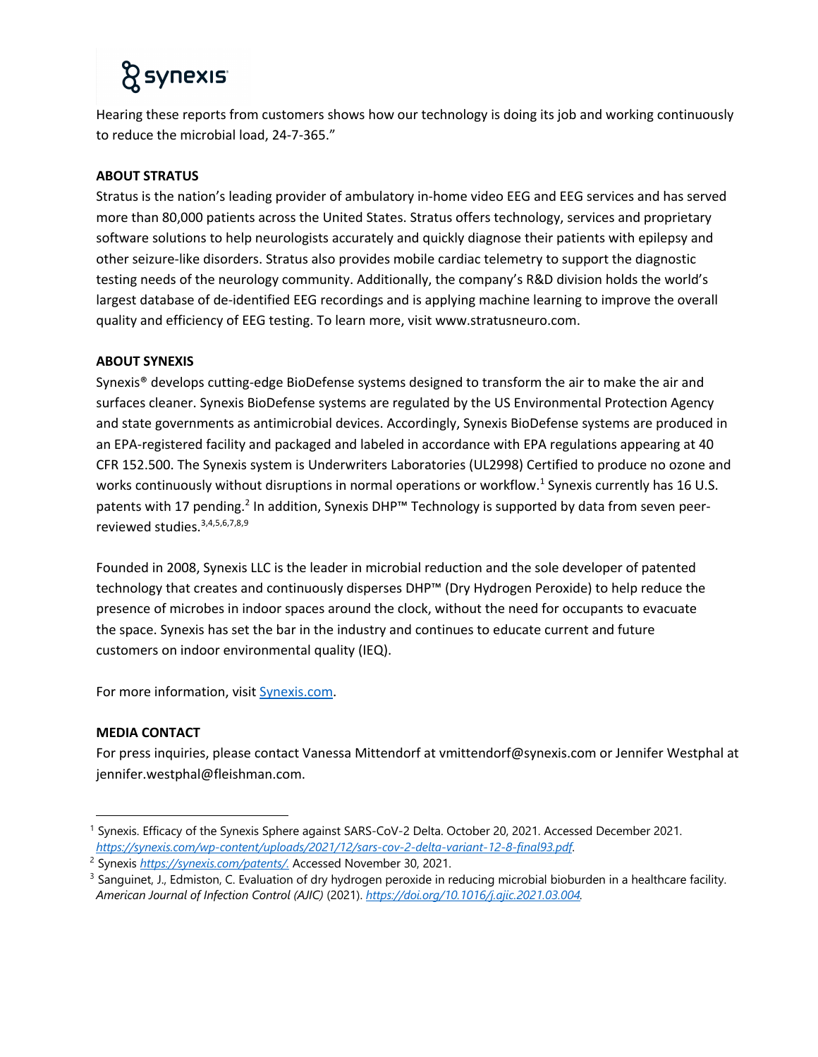Hearing these reports from customers shows how our technology is doing its job and working continuously to reduce the microbial load, 24-7-365."

**ABOUT STRATUS**

Stratus is the nation's leading provider of ambulatory in-home video EEG and EEG services and has served more than 80,000 patients across the United States. Stratus offers technology, services and proprietary software solutions to help neurologists accurately and quickly diagnose their patients with epilepsy and other seizure-like disorders. Stratus also provides mobile cardiac telemetry to support the diagnostic testing needs of the neurology community. Additionally, the company's R&D division holds the world's largest database of de-identified EEG recordings and is applying machine learning to improve the overall quality and efficiency of EEG testing. To learn more, visit www.stratusneuro.com.

**ABOUT SYNEXIS**

Synexis® develops cutting-edge BioDefense systems designed to transform the air to make the air and surfaces cleaner. Synexis BioDefense systems are regulated by the US Environmental Protection Agency and state governments as antimicrobial devices. Accordingly, Synexis BioDefense systems are produced in an EPA-registered facility and packaged and labeled in accordance with EPA regulations appearing at 40 CFR 152.500. The Synexis system is Underwriters Laboratories (UL2998) Certified to produce no ozone and works continuously without disruptions in normal operations or workflow.[1] Synexis currently has 16 U.S. patents with 17 pending.[2] In addition, Synexis DHP™ Technology is supported by data from seven peer-reviewed studies.[3,4,5,6,7,8,9]

Founded in 2008, Synexis LLC is the leader in microbial reduction and the sole developer of patented technology that creates and continuously disperses DHP™ (Dry Hydrogen Peroxide) to help reduce the presence of microbes in indoor spaces around the clock, without the need for occupants to evacuate the space. Synexis has set the bar in the industry and continues to educate current and future customers on indoor environmental quality (IEQ).

For more information, visit [Synexis.com](https://synexis.com).

**MEDIA CONTACT**

For press inquiries, please contact Vanessa Mittendorf at vmittendorf@synexis.com or Jennifer Westphal at jennifer.westphal@fleishman.com.

---

[1] Synexis. Efficacy of the Synexis Sphere against SARS-CoV-2 Delta. October 20, 2021. Accessed December 2021. *https://synexis.com/wp-content/uploads/2021/12/sars-cov-2-delta-variant-12-8-final93.pdf*.

[2] Synexis *https://synexis.com/patents/*. Accessed November 30, 2021.

[3] Sanguinet, J., Edmiston, C. Evaluation of dry hydrogen peroxide in reducing microbial bioburden in a healthcare facility. *American Journal of Infection Control (AJIC)* (2021). *https://doi.org/10.1016/j.ajic.2021.03.004*.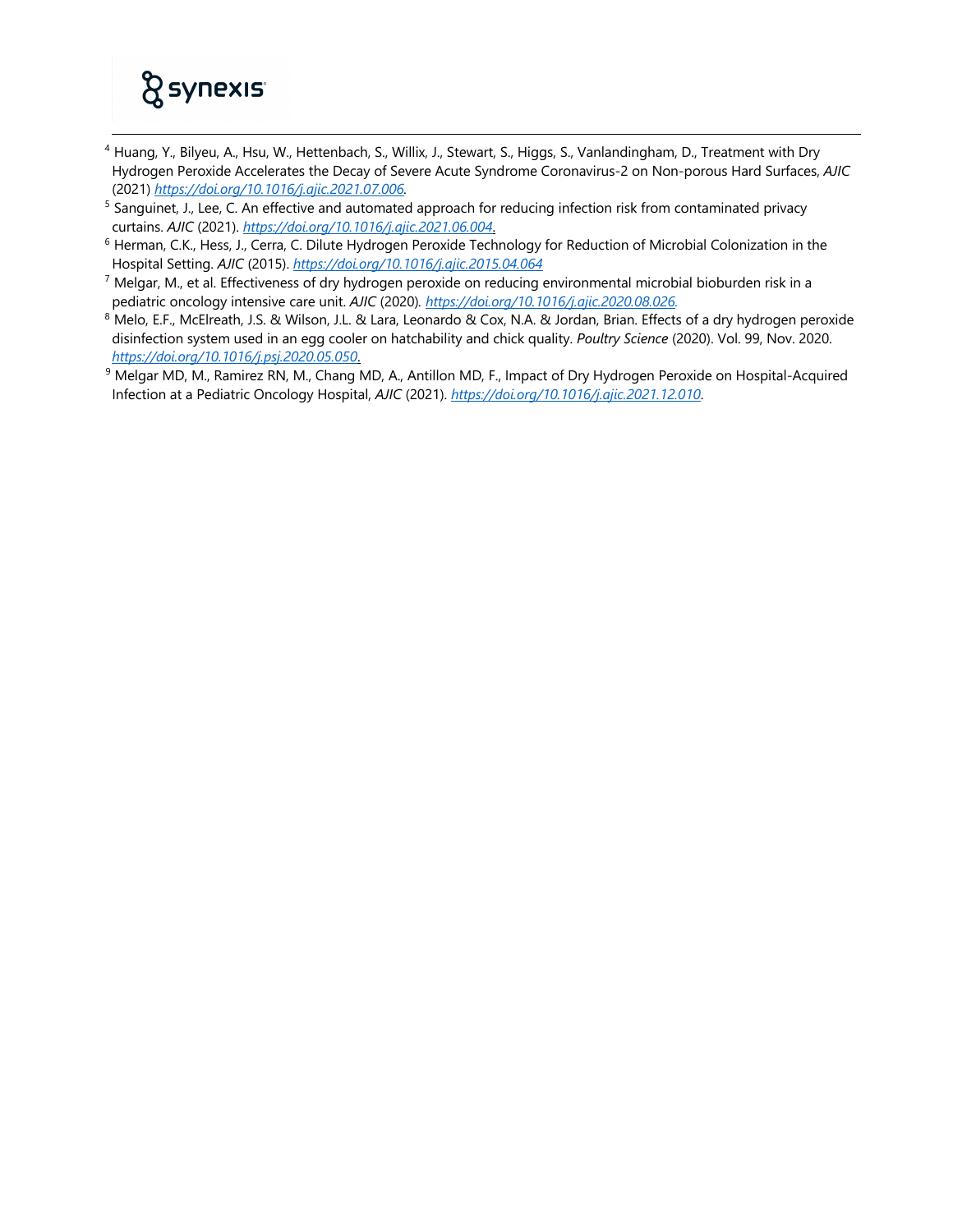[4] Huang, Y., Bilyeu, A., Hsu, W., Hettenbach, S., Willix, J., Stewart, S., Higgs, S., Vanlandingham, D., Treatment with Dry Hydrogen Peroxide Accelerates the Decay of Severe Acute Syndrome Coronavirus-2 on Non-porous Hard Surfaces, *AJIC* (2021) *https://doi.org/10.1016/j.ajic.2021.07.006.*

[5] Sanguinet, J., Lee, C. An effective and automated approach for reducing infection risk from contaminated privacy curtains. *AJIC* (2021). *https://doi.org/10.1016/j.ajic.2021.06.004*.

[6] Herman, C.K., Hess, J., Cerra, C. Dilute Hydrogen Peroxide Technology for Reduction of Microbial Colonization in the Hospital Setting. *AJIC* (2015). *https://doi.org/10.1016/j.ajic.2015.04.064*

[7] Melgar, M., et al. Effectiveness of dry hydrogen peroxide on reducing environmental microbial bioburden risk in a pediatric oncology intensive care unit. *AJIC* (2020). *https://doi.org/10.1016/j.ajic.2020.08.026.*

[8] Melo, E.F., McElreath, J.S. & Wilson, J.L. & Lara, Leonardo & Cox, N.A. & Jordan, Brian. Effects of a dry hydrogen peroxide disinfection system used in an egg cooler on hatchability and chick quality. *Poultry Science* (2020). Vol. 99, Nov. 2020. *https://doi.org/10.1016/j.psj.2020.05.050*.

[9] Melgar MD, M., Ramirez RN, M., Chang MD, A., Antillon MD, F., Impact of Dry Hydrogen Peroxide on Hospital-Acquired Infection at a Pediatric Oncology Hospital, *AJIC* (2021). *https://doi.org/10.1016/j.ajic.2021.12.010*.